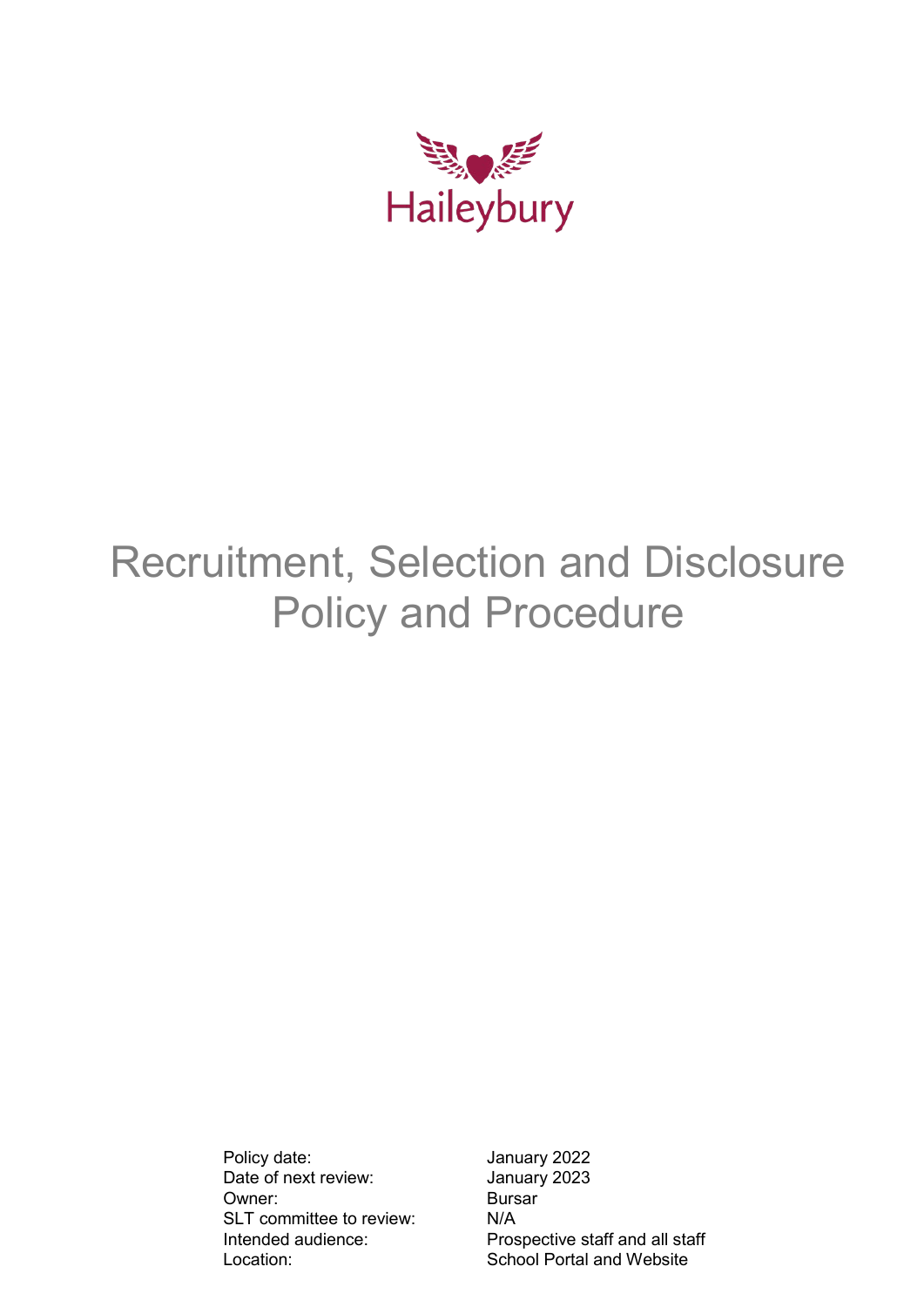Haileybury

# Recruitment, Selection and Disclosure Policy and Procedure

| | |
|---|---|
| Policy date: | January 2022 |
| Date of next review: | January 2023 |
| Owner: | Bursar |
| SLT committee to review: | N/A |
| Intended audience: | Prospective staff and all staff |
| Location: | School Portal and Website |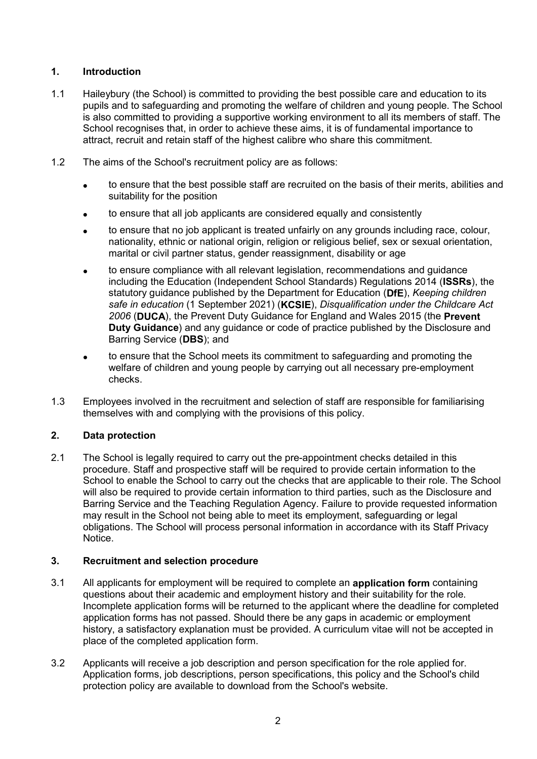## 1. Introduction

1.1 Haileybury (the School) is committed to providing the best possible care and education to its pupils and to safeguarding and promoting the welfare of children and young people. The School is also committed to providing a supportive working environment to all its members of staff. The School recognises that, in order to achieve these aims, it is of fundamental importance to attract, recruit and retain staff of the highest calibre who share this commitment.

1.2 The aims of the School's recruitment policy are as follows:

- to ensure that the best possible staff are recruited on the basis of their merits, abilities and suitability for the position
- to ensure that all job applicants are considered equally and consistently
- to ensure that no job applicant is treated unfairly on any grounds including race, colour, nationality, ethnic or national origin, religion or religious belief, sex or sexual orientation, marital or civil partner status, gender reassignment, disability or age
- to ensure compliance with all relevant legislation, recommendations and guidance including the Education (Independent School Standards) Regulations 2014 (**ISSRs**), the statutory guidance published by the Department for Education (**DfE**), *Keeping children safe in education* (1 September 2021) (**KCSIE**), *Disqualification under the Childcare Act 2006* (**DUCA**), the Prevent Duty Guidance for England and Wales 2015 (the **Prevent Duty Guidance**) and any guidance or code of practice published by the Disclosure and Barring Service (**DBS**); and
- to ensure that the School meets its commitment to safeguarding and promoting the welfare of children and young people by carrying out all necessary pre-employment checks.

1.3 Employees involved in the recruitment and selection of staff are responsible for familiarising themselves with and complying with the provisions of this policy.

## 2. Data protection

2.1 The School is legally required to carry out the pre-appointment checks detailed in this procedure. Staff and prospective staff will be required to provide certain information to the School to enable the School to carry out the checks that are applicable to their role. The School will also be required to provide certain information to third parties, such as the Disclosure and Barring Service and the Teaching Regulation Agency. Failure to provide requested information may result in the School not being able to meet its employment, safeguarding or legal obligations. The School will process personal information in accordance with its Staff Privacy Notice.

## 3. Recruitment and selection procedure

3.1 All applicants for employment will be required to complete an **application form** containing questions about their academic and employment history and their suitability for the role. Incomplete application forms will be returned to the applicant where the deadline for completed application forms has not passed. Should there be any gaps in academic or employment history, a satisfactory explanation must be provided. A curriculum vitae will not be accepted in place of the completed application form.

3.2 Applicants will receive a job description and person specification for the role applied for. Application forms, job descriptions, person specifications, this policy and the School's child protection policy are available to download from the School's website.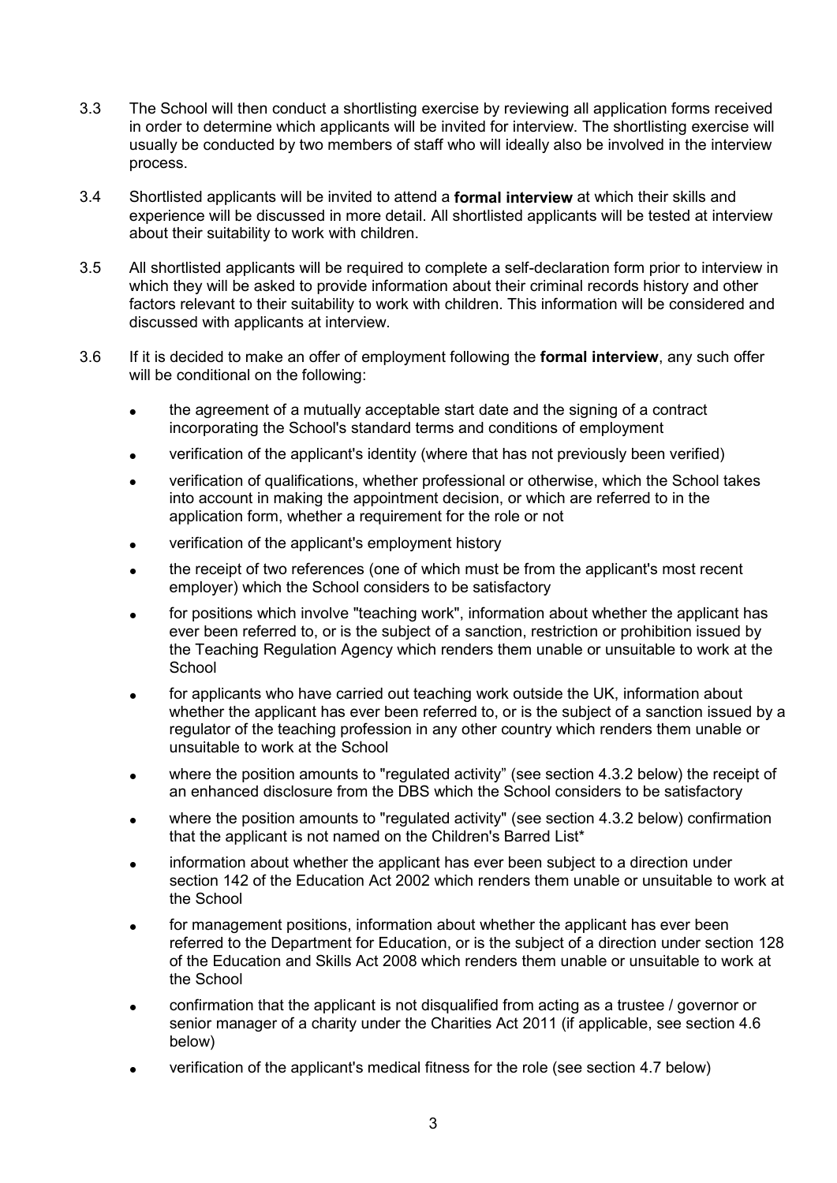3.3 The School will then conduct a shortlisting exercise by reviewing all application forms received in order to determine which applicants will be invited for interview. The shortlisting exercise will usually be conducted by two members of staff who will ideally also be involved in the interview process.

3.4 Shortlisted applicants will be invited to attend a **formal interview** at which their skills and experience will be discussed in more detail. All shortlisted applicants will be tested at interview about their suitability to work with children.

3.5 All shortlisted applicants will be required to complete a self-declaration form prior to interview in which they will be asked to provide information about their criminal records history and other factors relevant to their suitability to work with children. This information will be considered and discussed with applicants at interview.

3.6 If it is decided to make an offer of employment following the **formal interview**, any such offer will be conditional on the following:

- the agreement of a mutually acceptable start date and the signing of a contract incorporating the School's standard terms and conditions of employment
- verification of the applicant's identity (where that has not previously been verified)
- verification of qualifications, whether professional or otherwise, which the School takes into account in making the appointment decision, or which are referred to in the application form, whether a requirement for the role or not
- verification of the applicant's employment history
- the receipt of two references (one of which must be from the applicant's most recent employer) which the School considers to be satisfactory
- for positions which involve "teaching work", information about whether the applicant has ever been referred to, or is the subject of a sanction, restriction or prohibition issued by the Teaching Regulation Agency which renders them unable or unsuitable to work at the School
- for applicants who have carried out teaching work outside the UK, information about whether the applicant has ever been referred to, or is the subject of a sanction issued by a regulator of the teaching profession in any other country which renders them unable or unsuitable to work at the School
- where the position amounts to "regulated activity" (see section 4.3.2 below) the receipt of an enhanced disclosure from the DBS which the School considers to be satisfactory
- where the position amounts to "regulated activity" (see section 4.3.2 below) confirmation that the applicant is not named on the Children's Barred List*
- information about whether the applicant has ever been subject to a direction under section 142 of the Education Act 2002 which renders them unable or unsuitable to work at the School
- for management positions, information about whether the applicant has ever been referred to the Department for Education, or is the subject of a direction under section 128 of the Education and Skills Act 2008 which renders them unable or unsuitable to work at the School
- confirmation that the applicant is not disqualified from acting as a trustee / governor or senior manager of a charity under the Charities Act 2011 (if applicable, see section 4.6 below)
- verification of the applicant's medical fitness for the role (see section 4.7 below)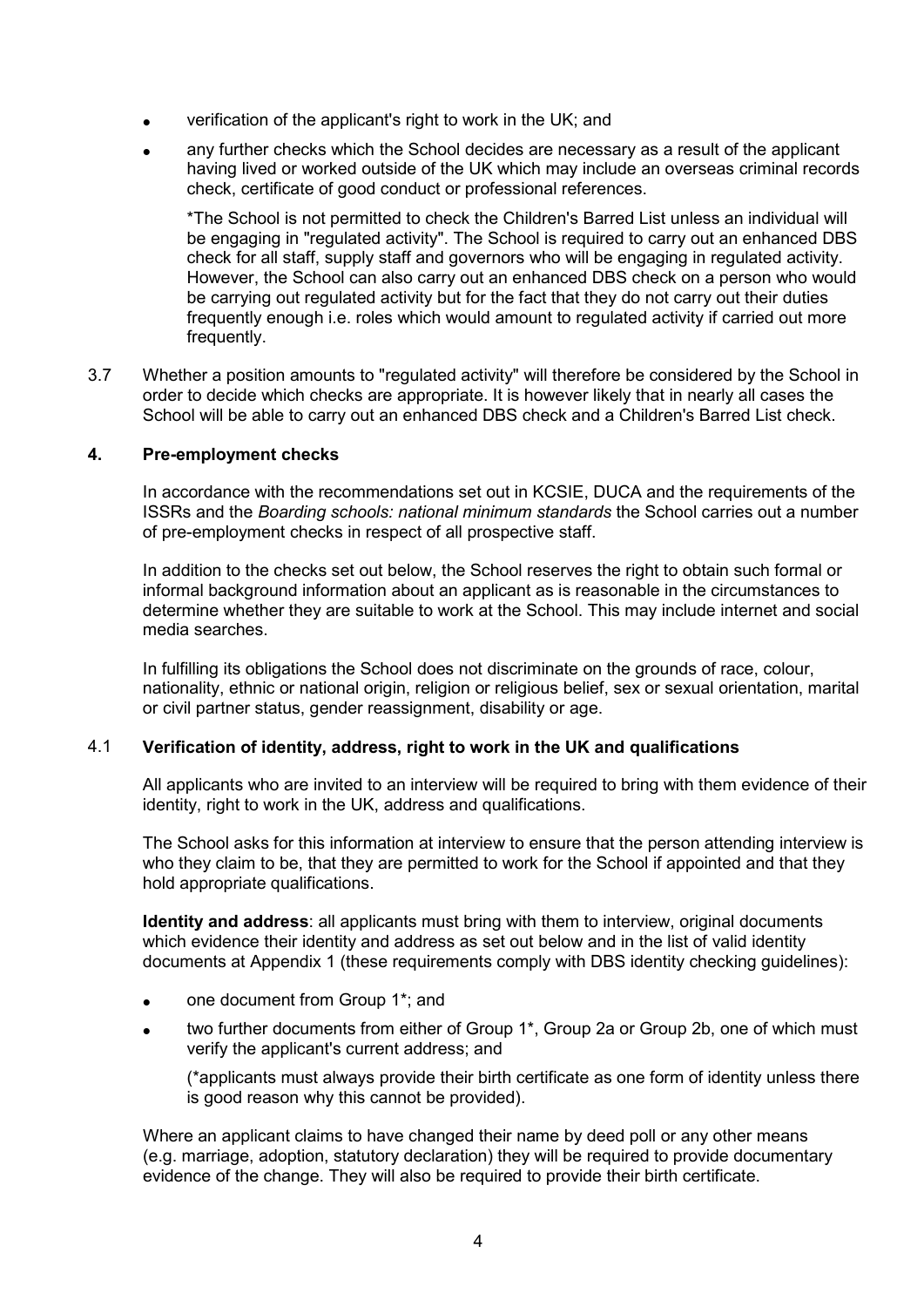- verification of the applicant's right to work in the UK; and
- any further checks which the School decides are necessary as a result of the applicant having lived or worked outside of the UK which may include an overseas criminal records check, certificate of good conduct or professional references.

  *The School is not permitted to check the Children's Barred List unless an individual will be engaging in "regulated activity". The School is required to carry out an enhanced DBS check for all staff, supply staff and governors who will be engaging in regulated activity. However, the School can also carry out an enhanced DBS check on a person who would be carrying out regulated activity but for the fact that they do not carry out their duties frequently enough i.e. roles which would amount to regulated activity if carried out more frequently.

3.7 Whether a position amounts to "regulated activity" will therefore be considered by the School in order to decide which checks are appropriate. It is however likely that in nearly all cases the School will be able to carry out an enhanced DBS check and a Children's Barred List check.

## 4. Pre-employment checks

In accordance with the recommendations set out in KCSIE, DUCA and the requirements of the ISSRs and the *Boarding schools: national minimum standards* the School carries out a number of pre-employment checks in respect of all prospective staff.

In addition to the checks set out below, the School reserves the right to obtain such formal or informal background information about an applicant as is reasonable in the circumstances to determine whether they are suitable to work at the School. This may include internet and social media searches.

In fulfilling its obligations the School does not discriminate on the grounds of race, colour, nationality, ethnic or national origin, religion or religious belief, sex or sexual orientation, marital or civil partner status, gender reassignment, disability or age.

### 4.1 Verification of identity, address, right to work in the UK and qualifications

All applicants who are invited to an interview will be required to bring with them evidence of their identity, right to work in the UK, address and qualifications.

The School asks for this information at interview to ensure that the person attending interview is who they claim to be, that they are permitted to work for the School if appointed and that they hold appropriate qualifications.

**Identity and address**: all applicants must bring with them to interview, original documents which evidence their identity and address as set out below and in the list of valid identity documents at Appendix 1 (these requirements comply with DBS identity checking guidelines):

- one document from Group 1*; and
- two further documents from either of Group 1*, Group 2a or Group 2b, one of which must verify the applicant's current address; and

  (*applicants must always provide their birth certificate as one form of identity unless there is good reason why this cannot be provided).

Where an applicant claims to have changed their name by deed poll or any other means (e.g. marriage, adoption, statutory declaration) they will be required to provide documentary evidence of the change. They will also be required to provide their birth certificate.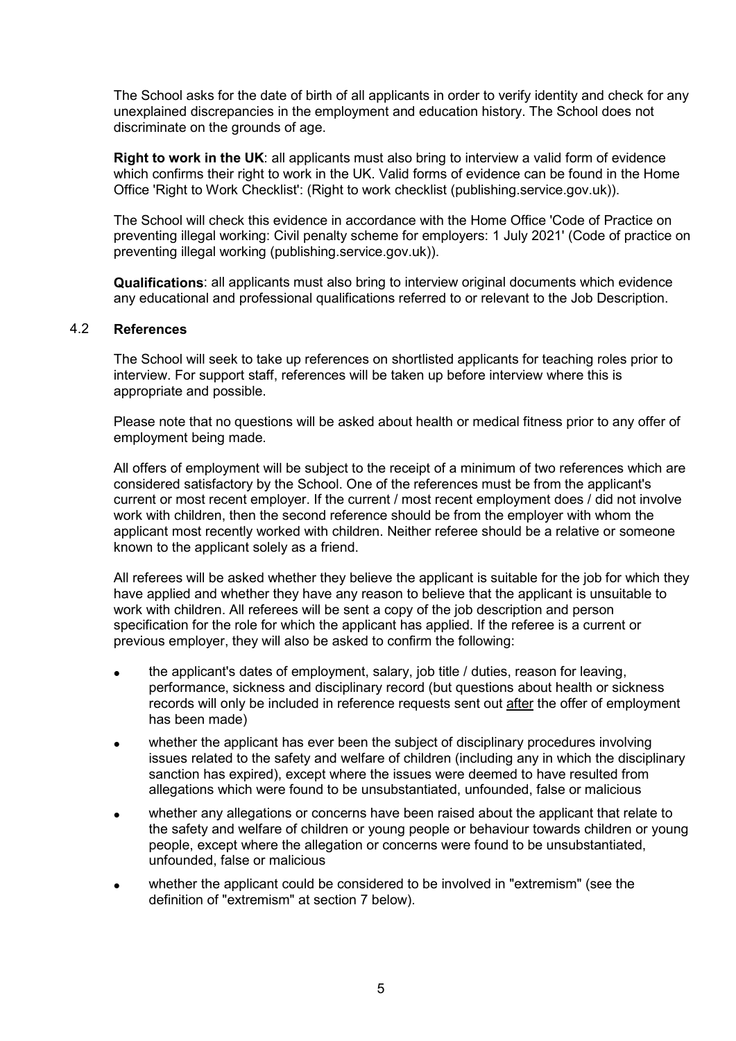The School asks for the date of birth of all applicants in order to verify identity and check for any unexplained discrepancies in the employment and education history. The School does not discriminate on the grounds of age.

**Right to work in the UK**: all applicants must also bring to interview a valid form of evidence which confirms their right to work in the UK. Valid forms of evidence can be found in the Home Office 'Right to Work Checklist': (Right to work checklist (publishing.service.gov.uk)).

The School will check this evidence in accordance with the Home Office 'Code of Practice on preventing illegal working: Civil penalty scheme for employers: 1 July 2021' (Code of practice on preventing illegal working (publishing.service.gov.uk)).

**Qualifications**: all applicants must also bring to interview original documents which evidence any educational and professional qualifications referred to or relevant to the Job Description.

### 4.2 References

The School will seek to take up references on shortlisted applicants for teaching roles prior to interview. For support staff, references will be taken up before interview where this is appropriate and possible.

Please note that no questions will be asked about health or medical fitness prior to any offer of employment being made.

All offers of employment will be subject to the receipt of a minimum of two references which are considered satisfactory by the School. One of the references must be from the applicant's current or most recent employer. If the current / most recent employment does / did not involve work with children, then the second reference should be from the employer with whom the applicant most recently worked with children. Neither referee should be a relative or someone known to the applicant solely as a friend.

All referees will be asked whether they believe the applicant is suitable for the job for which they have applied and whether they have any reason to believe that the applicant is unsuitable to work with children. All referees will be sent a copy of the job description and person specification for the role for which the applicant has applied. If the referee is a current or previous employer, they will also be asked to confirm the following:

- the applicant's dates of employment, salary, job title / duties, reason for leaving, performance, sickness and disciplinary record (but questions about health or sickness records will only be included in reference requests sent out <u>after</u> the offer of employment has been made)
- whether the applicant has ever been the subject of disciplinary procedures involving issues related to the safety and welfare of children (including any in which the disciplinary sanction has expired), except where the issues were deemed to have resulted from allegations which were found to be unsubstantiated, unfounded, false or malicious
- whether any allegations or concerns have been raised about the applicant that relate to the safety and welfare of children or young people or behaviour towards children or young people, except where the allegation or concerns were found to be unsubstantiated, unfounded, false or malicious
- whether the applicant could be considered to be involved in "extremism" (see the definition of "extremism" at section 7 below).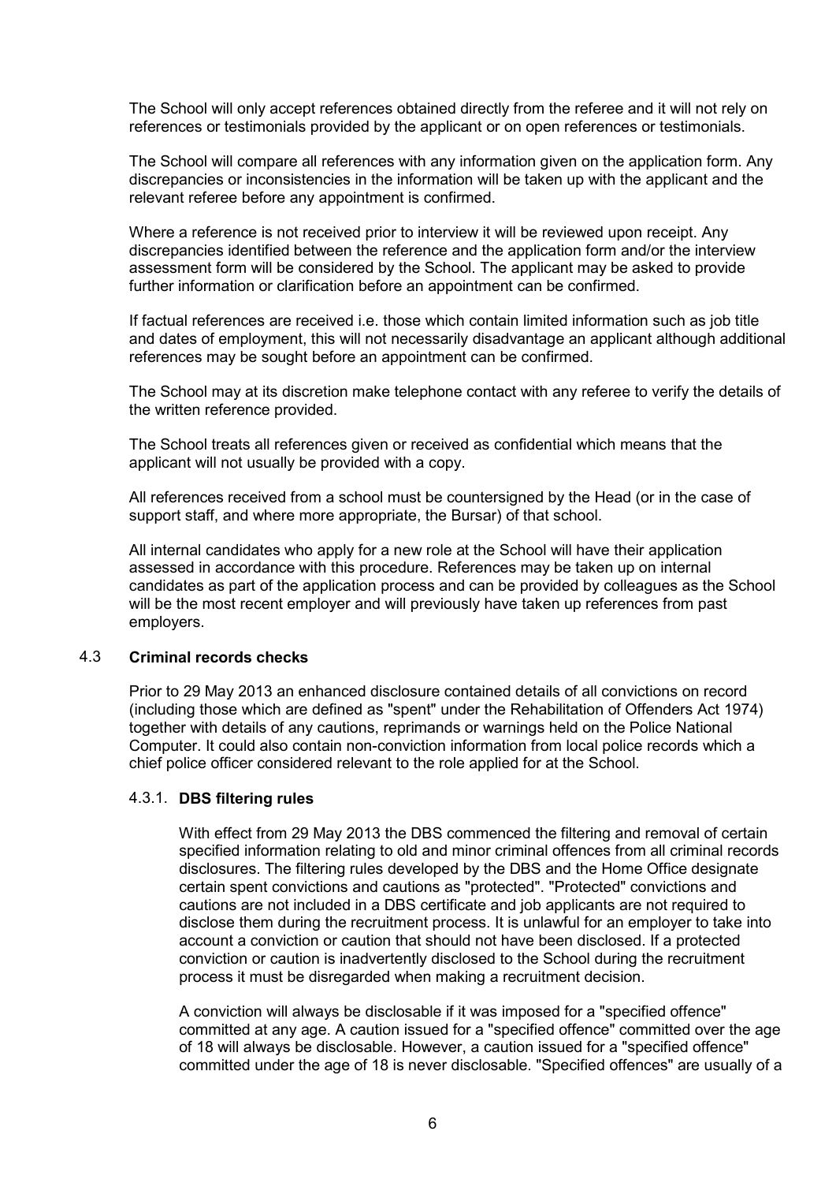The School will only accept references obtained directly from the referee and it will not rely on references or testimonials provided by the applicant or on open references or testimonials.

The School will compare all references with any information given on the application form. Any discrepancies or inconsistencies in the information will be taken up with the applicant and the relevant referee before any appointment is confirmed.

Where a reference is not received prior to interview it will be reviewed upon receipt. Any discrepancies identified between the reference and the application form and/or the interview assessment form will be considered by the School. The applicant may be asked to provide further information or clarification before an appointment can be confirmed.

If factual references are received i.e. those which contain limited information such as job title and dates of employment, this will not necessarily disadvantage an applicant although additional references may be sought before an appointment can be confirmed.

The School may at its discretion make telephone contact with any referee to verify the details of the written reference provided.

The School treats all references given or received as confidential which means that the applicant will not usually be provided with a copy.

All references received from a school must be countersigned by the Head (or in the case of support staff, and where more appropriate, the Bursar) of that school.

All internal candidates who apply for a new role at the School will have their application assessed in accordance with this procedure. References may be taken up on internal candidates as part of the application process and can be provided by colleagues as the School will be the most recent employer and will previously have taken up references from past employers.

### 4.3 Criminal records checks

Prior to 29 May 2013 an enhanced disclosure contained details of all convictions on record (including those which are defined as "spent" under the Rehabilitation of Offenders Act 1974) together with details of any cautions, reprimands or warnings held on the Police National Computer. It could also contain non-conviction information from local police records which a chief police officer considered relevant to the role applied for at the School.

#### 4.3.1. DBS filtering rules

With effect from 29 May 2013 the DBS commenced the filtering and removal of certain specified information relating to old and minor criminal offences from all criminal records disclosures. The filtering rules developed by the DBS and the Home Office designate certain spent convictions and cautions as "protected". "Protected" convictions and cautions are not included in a DBS certificate and job applicants are not required to disclose them during the recruitment process. It is unlawful for an employer to take into account a conviction or caution that should not have been disclosed. If a protected conviction or caution is inadvertently disclosed to the School during the recruitment process it must be disregarded when making a recruitment decision.

A conviction will always be disclosable if it was imposed for a "specified offence" committed at any age. A caution issued for a "specified offence" committed over the age of 18 will always be disclosable. However, a caution issued for a "specified offence" committed under the age of 18 is never disclosable. "Specified offences" are usually of a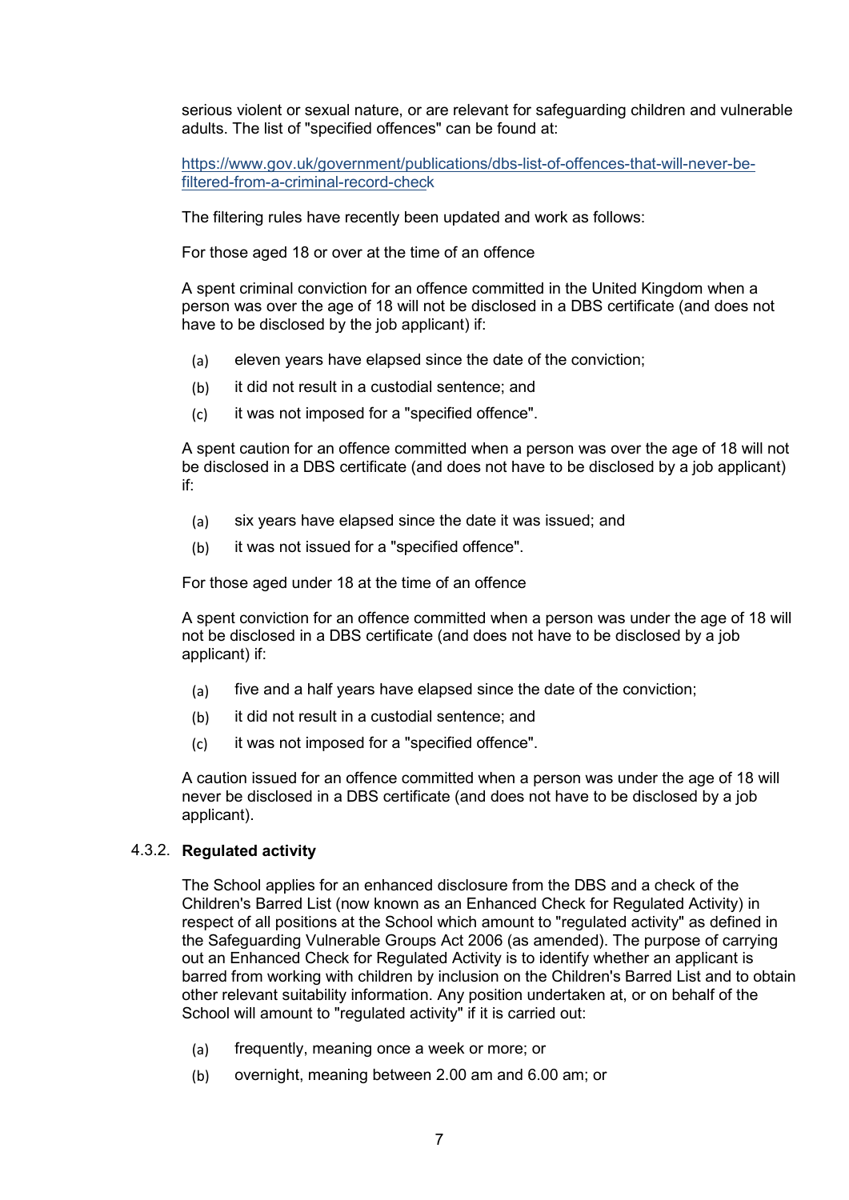serious violent or sexual nature, or are relevant for safeguarding children and vulnerable adults. The list of "specified offences" can be found at:

[https://www.gov.uk/government/publications/dbs-list-of-offences-that-will-never-be-filtered-from-a-criminal-record-check](https://www.gov.uk/government/publications/dbs-list-of-offences-that-will-never-be-filtered-from-a-criminal-record-check)

The filtering rules have recently been updated and work as follows:

For those aged 18 or over at the time of an offence

A spent criminal conviction for an offence committed in the United Kingdom when a person was over the age of 18 will not be disclosed in a DBS certificate (and does not have to be disclosed by the job applicant) if:

(a) eleven years have elapsed since the date of the conviction;

(b) it did not result in a custodial sentence; and

(c) it was not imposed for a "specified offence".

A spent caution for an offence committed when a person was over the age of 18 will not be disclosed in a DBS certificate (and does not have to be disclosed by a job applicant) if:

(a) six years have elapsed since the date it was issued; and

(b) it was not issued for a "specified offence".

For those aged under 18 at the time of an offence

A spent conviction for an offence committed when a person was under the age of 18 will not be disclosed in a DBS certificate (and does not have to be disclosed by a job applicant) if:

(a) five and a half years have elapsed since the date of the conviction;

(b) it did not result in a custodial sentence; and

(c) it was not imposed for a "specified offence".

A caution issued for an offence committed when a person was under the age of 18 will never be disclosed in a DBS certificate (and does not have to be disclosed by a job applicant).

#### 4.3.2. Regulated activity

The School applies for an enhanced disclosure from the DBS and a check of the Children's Barred List (now known as an Enhanced Check for Regulated Activity) in respect of all positions at the School which amount to "regulated activity" as defined in the Safeguarding Vulnerable Groups Act 2006 (as amended). The purpose of carrying out an Enhanced Check for Regulated Activity is to identify whether an applicant is barred from working with children by inclusion on the Children's Barred List and to obtain other relevant suitability information. Any position undertaken at, or on behalf of the School will amount to "regulated activity" if it is carried out:

(a) frequently, meaning once a week or more; or

(b) overnight, meaning between 2.00 am and 6.00 am; or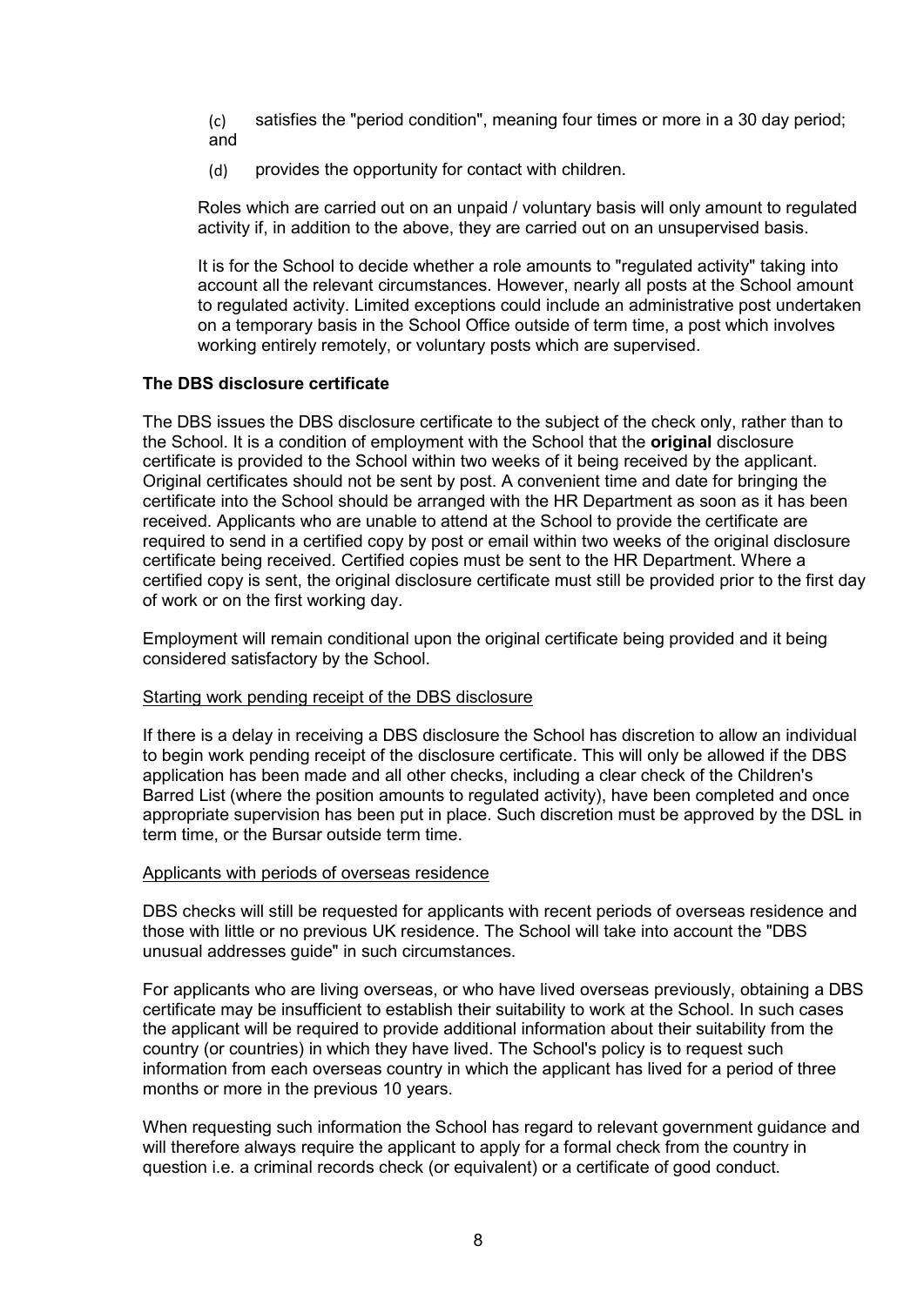(c) satisfies the "period condition", meaning four times or more in a 30 day period; and

(d) provides the opportunity for contact with children.

Roles which are carried out on an unpaid / voluntary basis will only amount to regulated activity if, in addition to the above, they are carried out on an unsupervised basis.

It is for the School to decide whether a role amounts to "regulated activity" taking into account all the relevant circumstances. However, nearly all posts at the School amount to regulated activity. Limited exceptions could include an administrative post undertaken on a temporary basis in the School Office outside of term time, a post which involves working entirely remotely, or voluntary posts which are supervised.

**The DBS disclosure certificate**

The DBS issues the DBS disclosure certificate to the subject of the check only, rather than to the School. It is a condition of employment with the School that the **original** disclosure certificate is provided to the School within two weeks of it being received by the applicant. Original certificates should not be sent by post. A convenient time and date for bringing the certificate into the School should be arranged with the HR Department as soon as it has been received. Applicants who are unable to attend at the School to provide the certificate are required to send in a certified copy by post or email within two weeks of the original disclosure certificate being received. Certified copies must be sent to the HR Department. Where a certified copy is sent, the original disclosure certificate must still be provided prior to the first day of work or on the first working day.

Employment will remain conditional upon the original certificate being provided and it being considered satisfactory by the School.

Starting work pending receipt of the DBS disclosure

If there is a delay in receiving a DBS disclosure the School has discretion to allow an individual to begin work pending receipt of the disclosure certificate. This will only be allowed if the DBS application has been made and all other checks, including a clear check of the Children's Barred List (where the position amounts to regulated activity), have been completed and once appropriate supervision has been put in place. Such discretion must be approved by the DSL in term time, or the Bursar outside term time.

Applicants with periods of overseas residence

DBS checks will still be requested for applicants with recent periods of overseas residence and those with little or no previous UK residence. The School will take into account the "DBS unusual addresses guide" in such circumstances.

For applicants who are living overseas, or who have lived overseas previously, obtaining a DBS certificate may be insufficient to establish their suitability to work at the School. In such cases the applicant will be required to provide additional information about their suitability from the country (or countries) in which they have lived. The School's policy is to request such information from each overseas country in which the applicant has lived for a period of three months or more in the previous 10 years.

When requesting such information the School has regard to relevant government guidance and will therefore always require the applicant to apply for a formal check from the country in question i.e. a criminal records check (or equivalent) or a certificate of good conduct.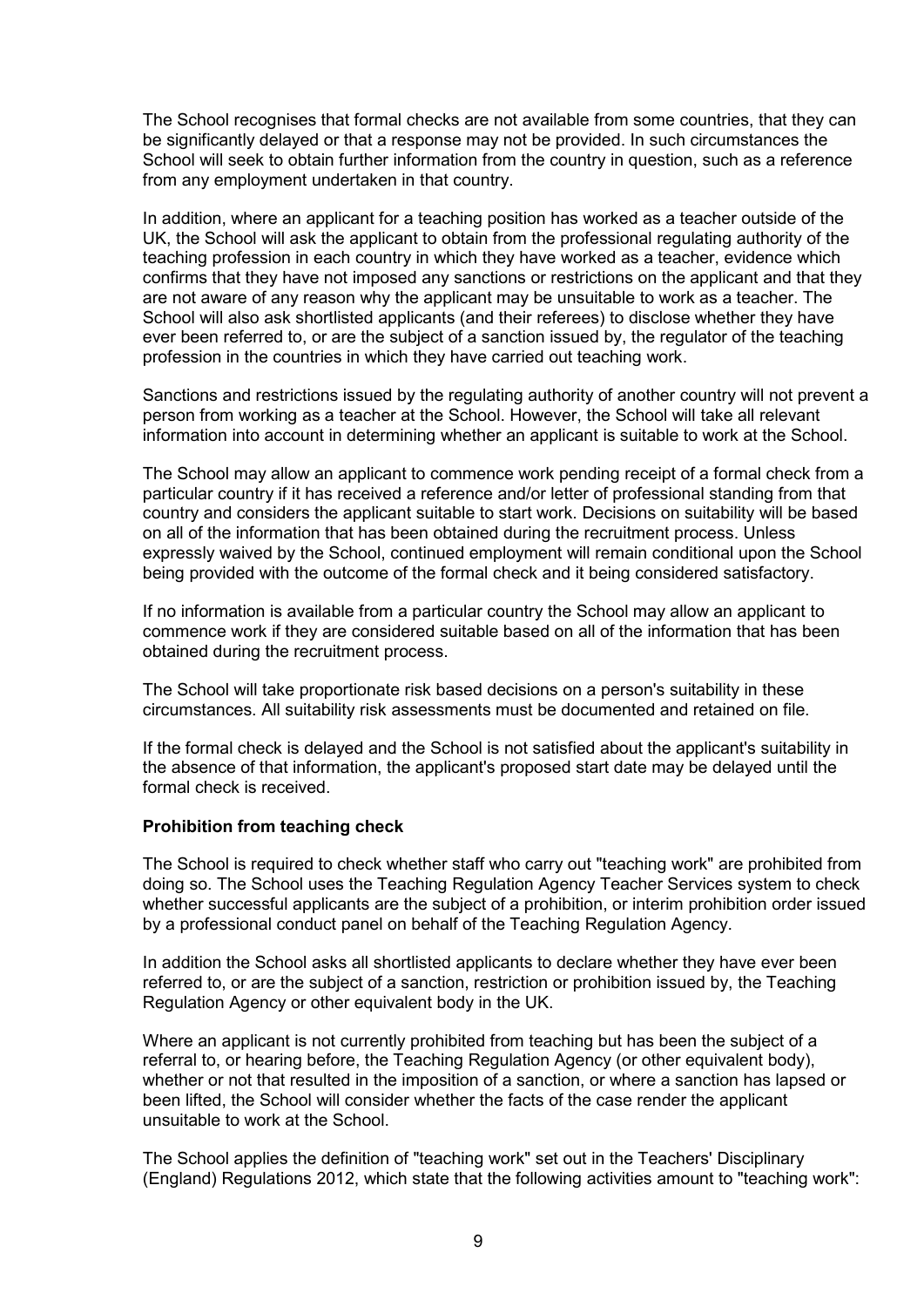The School recognises that formal checks are not available from some countries, that they can be significantly delayed or that a response may not be provided. In such circumstances the School will seek to obtain further information from the country in question, such as a reference from any employment undertaken in that country.

In addition, where an applicant for a teaching position has worked as a teacher outside of the UK, the School will ask the applicant to obtain from the professional regulating authority of the teaching profession in each country in which they have worked as a teacher, evidence which confirms that they have not imposed any sanctions or restrictions on the applicant and that they are not aware of any reason why the applicant may be unsuitable to work as a teacher. The School will also ask shortlisted applicants (and their referees) to disclose whether they have ever been referred to, or are the subject of a sanction issued by, the regulator of the teaching profession in the countries in which they have carried out teaching work.

Sanctions and restrictions issued by the regulating authority of another country will not prevent a person from working as a teacher at the School. However, the School will take all relevant information into account in determining whether an applicant is suitable to work at the School.

The School may allow an applicant to commence work pending receipt of a formal check from a particular country if it has received a reference and/or letter of professional standing from that country and considers the applicant suitable to start work. Decisions on suitability will be based on all of the information that has been obtained during the recruitment process. Unless expressly waived by the School, continued employment will remain conditional upon the School being provided with the outcome of the formal check and it being considered satisfactory.

If no information is available from a particular country the School may allow an applicant to commence work if they are considered suitable based on all of the information that has been obtained during the recruitment process.

The School will take proportionate risk based decisions on a person's suitability in these circumstances. All suitability risk assessments must be documented and retained on file.

If the formal check is delayed and the School is not satisfied about the applicant's suitability in the absence of that information, the applicant's proposed start date may be delayed until the formal check is received.

**Prohibition from teaching check**

The School is required to check whether staff who carry out "teaching work" are prohibited from doing so. The School uses the Teaching Regulation Agency Teacher Services system to check whether successful applicants are the subject of a prohibition, or interim prohibition order issued by a professional conduct panel on behalf of the Teaching Regulation Agency.

In addition the School asks all shortlisted applicants to declare whether they have ever been referred to, or are the subject of a sanction, restriction or prohibition issued by, the Teaching Regulation Agency or other equivalent body in the UK.

Where an applicant is not currently prohibited from teaching but has been the subject of a referral to, or hearing before, the Teaching Regulation Agency (or other equivalent body), whether or not that resulted in the imposition of a sanction, or where a sanction has lapsed or been lifted, the School will consider whether the facts of the case render the applicant unsuitable to work at the School.

The School applies the definition of "teaching work" set out in the Teachers' Disciplinary (England) Regulations 2012, which state that the following activities amount to "teaching work":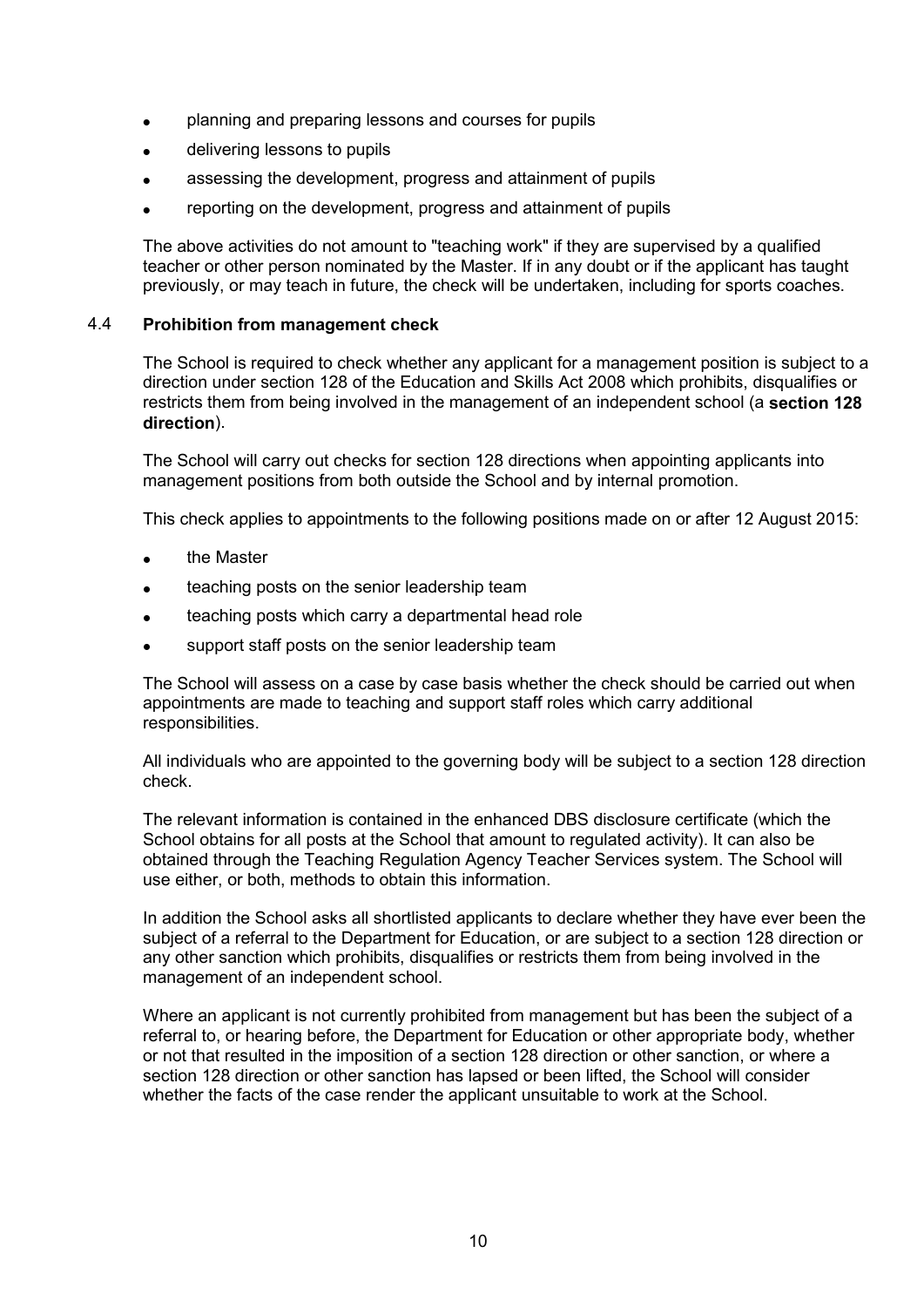- planning and preparing lessons and courses for pupils
- delivering lessons to pupils
- assessing the development, progress and attainment of pupils
- reporting on the development, progress and attainment of pupils

The above activities do not amount to "teaching work" if they are supervised by a qualified teacher or other person nominated by the Master. If in any doubt or if the applicant has taught previously, or may teach in future, the check will be undertaken, including for sports coaches.

### 4.4 Prohibition from management check

The School is required to check whether any applicant for a management position is subject to a direction under section 128 of the Education and Skills Act 2008 which prohibits, disqualifies or restricts them from being involved in the management of an independent school (a **section 128 direction**).

The School will carry out checks for section 128 directions when appointing applicants into management positions from both outside the School and by internal promotion.

This check applies to appointments to the following positions made on or after 12 August 2015:

- the Master
- teaching posts on the senior leadership team
- teaching posts which carry a departmental head role
- support staff posts on the senior leadership team

The School will assess on a case by case basis whether the check should be carried out when appointments are made to teaching and support staff roles which carry additional responsibilities.

All individuals who are appointed to the governing body will be subject to a section 128 direction check.

The relevant information is contained in the enhanced DBS disclosure certificate (which the School obtains for all posts at the School that amount to regulated activity). It can also be obtained through the Teaching Regulation Agency Teacher Services system. The School will use either, or both, methods to obtain this information.

In addition the School asks all shortlisted applicants to declare whether they have ever been the subject of a referral to the Department for Education, or are subject to a section 128 direction or any other sanction which prohibits, disqualifies or restricts them from being involved in the management of an independent school.

Where an applicant is not currently prohibited from management but has been the subject of a referral to, or hearing before, the Department for Education or other appropriate body, whether or not that resulted in the imposition of a section 128 direction or other sanction, or where a section 128 direction or other sanction has lapsed or been lifted, the School will consider whether the facts of the case render the applicant unsuitable to work at the School.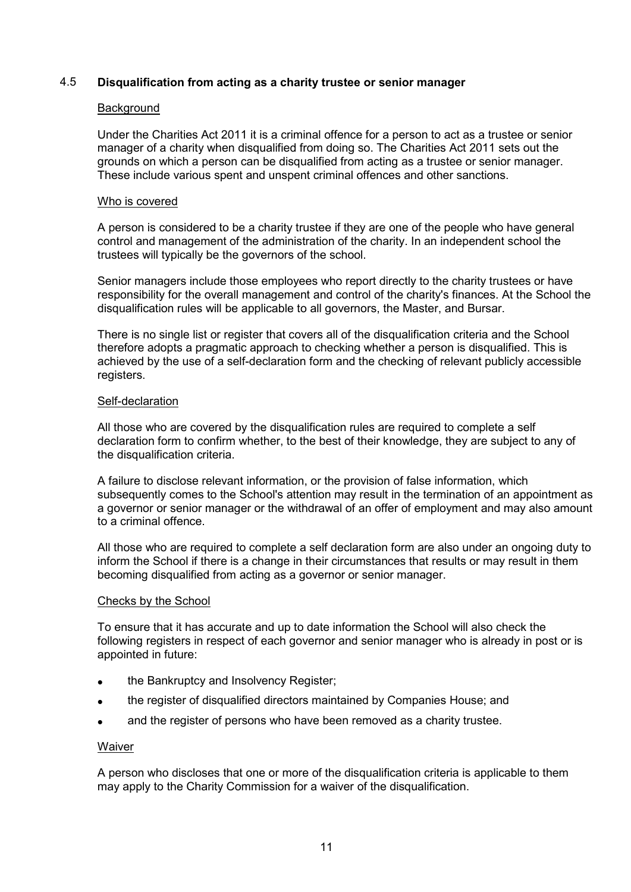### 4.5 Disqualification from acting as a charity trustee or senior manager

Background

Under the Charities Act 2011 it is a criminal offence for a person to act as a trustee or senior manager of a charity when disqualified from doing so. The Charities Act 2011 sets out the grounds on which a person can be disqualified from acting as a trustee or senior manager. These include various spent and unspent criminal offences and other sanctions.

Who is covered

A person is considered to be a charity trustee if they are one of the people who have general control and management of the administration of the charity. In an independent school the trustees will typically be the governors of the school.

Senior managers include those employees who report directly to the charity trustees or have responsibility for the overall management and control of the charity's finances. At the School the disqualification rules will be applicable to all governors, the Master, and Bursar.

There is no single list or register that covers all of the disqualification criteria and the School therefore adopts a pragmatic approach to checking whether a person is disqualified. This is achieved by the use of a self-declaration form and the checking of relevant publicly accessible registers.

Self-declaration

All those who are covered by the disqualification rules are required to complete a self declaration form to confirm whether, to the best of their knowledge, they are subject to any of the disqualification criteria.

A failure to disclose relevant information, or the provision of false information, which subsequently comes to the School's attention may result in the termination of an appointment as a governor or senior manager or the withdrawal of an offer of employment and may also amount to a criminal offence.

All those who are required to complete a self declaration form are also under an ongoing duty to inform the School if there is a change in their circumstances that results or may result in them becoming disqualified from acting as a governor or senior manager.

Checks by the School

To ensure that it has accurate and up to date information the School will also check the following registers in respect of each governor and senior manager who is already in post or is appointed in future:

- the Bankruptcy and Insolvency Register;
- the register of disqualified directors maintained by Companies House; and
- and the register of persons who have been removed as a charity trustee.

Waiver

A person who discloses that one or more of the disqualification criteria is applicable to them may apply to the Charity Commission for a waiver of the disqualification.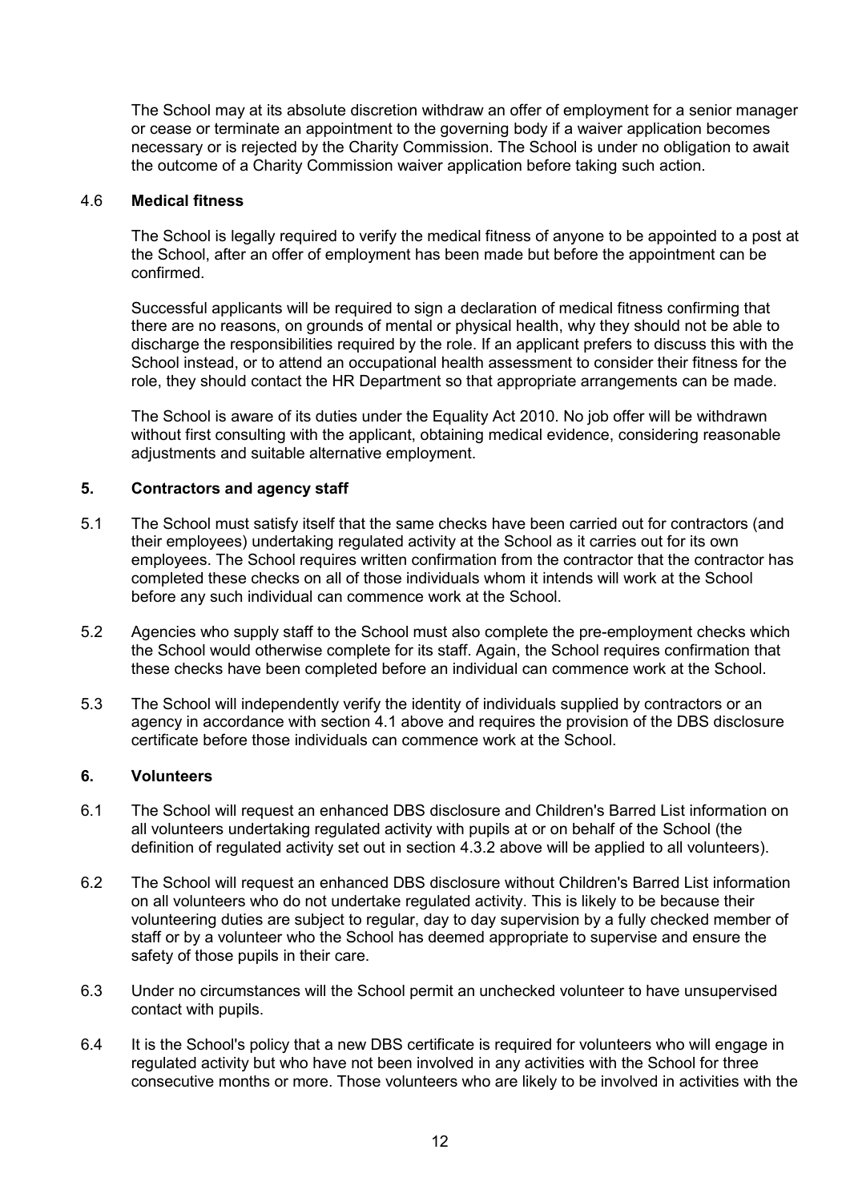The School may at its absolute discretion withdraw an offer of employment for a senior manager or cease or terminate an appointment to the governing body if a waiver application becomes necessary or is rejected by the Charity Commission. The School is under no obligation to await the outcome of a Charity Commission waiver application before taking such action.

### 4.6 **Medical fitness**

The School is legally required to verify the medical fitness of anyone to be appointed to a post at the School, after an offer of employment has been made but before the appointment can be confirmed.

Successful applicants will be required to sign a declaration of medical fitness confirming that there are no reasons, on grounds of mental or physical health, why they should not be able to discharge the responsibilities required by the role. If an applicant prefers to discuss this with the School instead, or to attend an occupational health assessment to consider their fitness for the role, they should contact the HR Department so that appropriate arrangements can be made.

The School is aware of its duties under the Equality Act 2010. No job offer will be withdrawn without first consulting with the applicant, obtaining medical evidence, considering reasonable adjustments and suitable alternative employment.

## 5. **Contractors and agency staff**

5.1 The School must satisfy itself that the same checks have been carried out for contractors (and their employees) undertaking regulated activity at the School as it carries out for its own employees. The School requires written confirmation from the contractor that the contractor has completed these checks on all of those individuals whom it intends will work at the School before any such individual can commence work at the School.

5.2 Agencies who supply staff to the School must also complete the pre-employment checks which the School would otherwise complete for its staff. Again, the School requires confirmation that these checks have been completed before an individual can commence work at the School.

5.3 The School will independently verify the identity of individuals supplied by contractors or an agency in accordance with section 4.1 above and requires the provision of the DBS disclosure certificate before those individuals can commence work at the School.

## 6. **Volunteers**

6.1 The School will request an enhanced DBS disclosure and Children's Barred List information on all volunteers undertaking regulated activity with pupils at or on behalf of the School (the definition of regulated activity set out in section 4.3.2 above will be applied to all volunteers).

6.2 The School will request an enhanced DBS disclosure without Children's Barred List information on all volunteers who do not undertake regulated activity. This is likely to be because their volunteering duties are subject to regular, day to day supervision by a fully checked member of staff or by a volunteer who the School has deemed appropriate to supervise and ensure the safety of those pupils in their care.

6.3 Under no circumstances will the School permit an unchecked volunteer to have unsupervised contact with pupils.

6.4 It is the School's policy that a new DBS certificate is required for volunteers who will engage in regulated activity but who have not been involved in any activities with the School for three consecutive months or more. Those volunteers who are likely to be involved in activities with the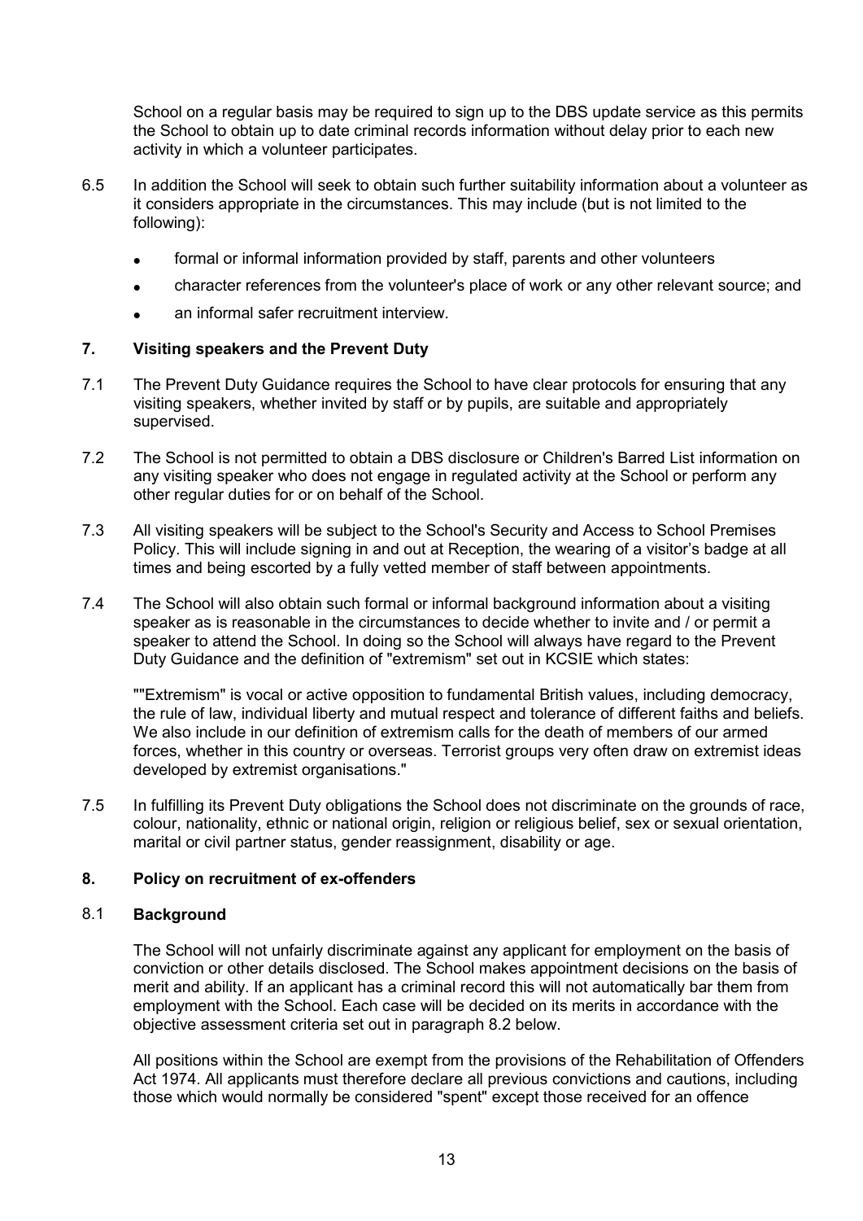School on a regular basis may be required to sign up to the DBS update service as this permits the School to obtain up to date criminal records information without delay prior to each new activity in which a volunteer participates.

6.5 In addition the School will seek to obtain such further suitability information about a volunteer as it considers appropriate in the circumstances. This may include (but is not limited to the following):

- formal or informal information provided by staff, parents and other volunteers
- character references from the volunteer's place of work or any other relevant source; and
- an informal safer recruitment interview.

## 7. Visiting speakers and the Prevent Duty

7.1 The Prevent Duty Guidance requires the School to have clear protocols for ensuring that any visiting speakers, whether invited by staff or by pupils, are suitable and appropriately supervised.

7.2 The School is not permitted to obtain a DBS disclosure or Children's Barred List information on any visiting speaker who does not engage in regulated activity at the School or perform any other regular duties for or on behalf of the School.

7.3 All visiting speakers will be subject to the School's Security and Access to School Premises Policy. This will include signing in and out at Reception, the wearing of a visitor's badge at all times and being escorted by a fully vetted member of staff between appointments.

7.4 The School will also obtain such formal or informal background information about a visiting speaker as is reasonable in the circumstances to decide whether to invite and / or permit a speaker to attend the School. In doing so the School will always have regard to the Prevent Duty Guidance and the definition of "extremism" set out in KCSIE which states:

""Extremism" is vocal or active opposition to fundamental British values, including democracy, the rule of law, individual liberty and mutual respect and tolerance of different faiths and beliefs. We also include in our definition of extremism calls for the death of members of our armed forces, whether in this country or overseas. Terrorist groups very often draw on extremist ideas developed by extremist organisations."

7.5 In fulfilling its Prevent Duty obligations the School does not discriminate on the grounds of race, colour, nationality, ethnic or national origin, religion or religious belief, sex or sexual orientation, marital or civil partner status, gender reassignment, disability or age.

## 8. Policy on recruitment of ex-offenders

### 8.1 Background

The School will not unfairly discriminate against any applicant for employment on the basis of conviction or other details disclosed. The School makes appointment decisions on the basis of merit and ability. If an applicant has a criminal record this will not automatically bar them from employment with the School. Each case will be decided on its merits in accordance with the objective assessment criteria set out in paragraph 8.2 below.

All positions within the School are exempt from the provisions of the Rehabilitation of Offenders Act 1974. All applicants must therefore declare all previous convictions and cautions, including those which would normally be considered "spent" except those received for an offence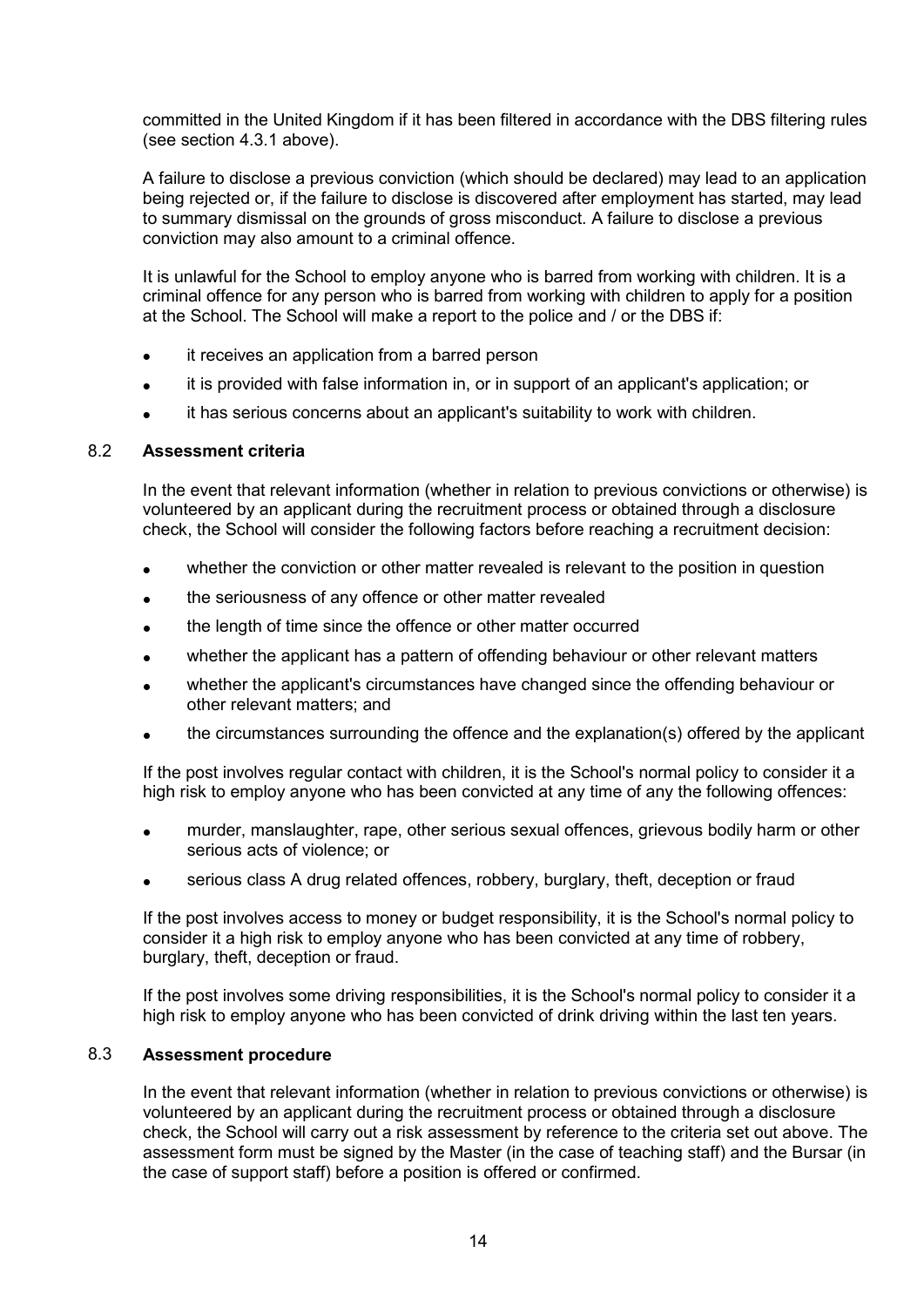committed in the United Kingdom if it has been filtered in accordance with the DBS filtering rules (see section 4.3.1 above).

A failure to disclose a previous conviction (which should be declared) may lead to an application being rejected or, if the failure to disclose is discovered after employment has started, may lead to summary dismissal on the grounds of gross misconduct. A failure to disclose a previous conviction may also amount to a criminal offence.

It is unlawful for the School to employ anyone who is barred from working with children. It is a criminal offence for any person who is barred from working with children to apply for a position at the School. The School will make a report to the police and / or the DBS if:

- it receives an application from a barred person
- it is provided with false information in, or in support of an applicant's application; or
- it has serious concerns about an applicant's suitability to work with children.

### 8.2 Assessment criteria

In the event that relevant information (whether in relation to previous convictions or otherwise) is volunteered by an applicant during the recruitment process or obtained through a disclosure check, the School will consider the following factors before reaching a recruitment decision:

- whether the conviction or other matter revealed is relevant to the position in question
- the seriousness of any offence or other matter revealed
- the length of time since the offence or other matter occurred
- whether the applicant has a pattern of offending behaviour or other relevant matters
- whether the applicant's circumstances have changed since the offending behaviour or other relevant matters; and
- the circumstances surrounding the offence and the explanation(s) offered by the applicant

If the post involves regular contact with children, it is the School's normal policy to consider it a high risk to employ anyone who has been convicted at any time of any the following offences:

- murder, manslaughter, rape, other serious sexual offences, grievous bodily harm or other serious acts of violence; or
- serious class A drug related offences, robbery, burglary, theft, deception or fraud

If the post involves access to money or budget responsibility, it is the School's normal policy to consider it a high risk to employ anyone who has been convicted at any time of robbery, burglary, theft, deception or fraud.

If the post involves some driving responsibilities, it is the School's normal policy to consider it a high risk to employ anyone who has been convicted of drink driving within the last ten years.

### 8.3 Assessment procedure

In the event that relevant information (whether in relation to previous convictions or otherwise) is volunteered by an applicant during the recruitment process or obtained through a disclosure check, the School will carry out a risk assessment by reference to the criteria set out above. The assessment form must be signed by the Master (in the case of teaching staff) and the Bursar (in the case of support staff) before a position is offered or confirmed.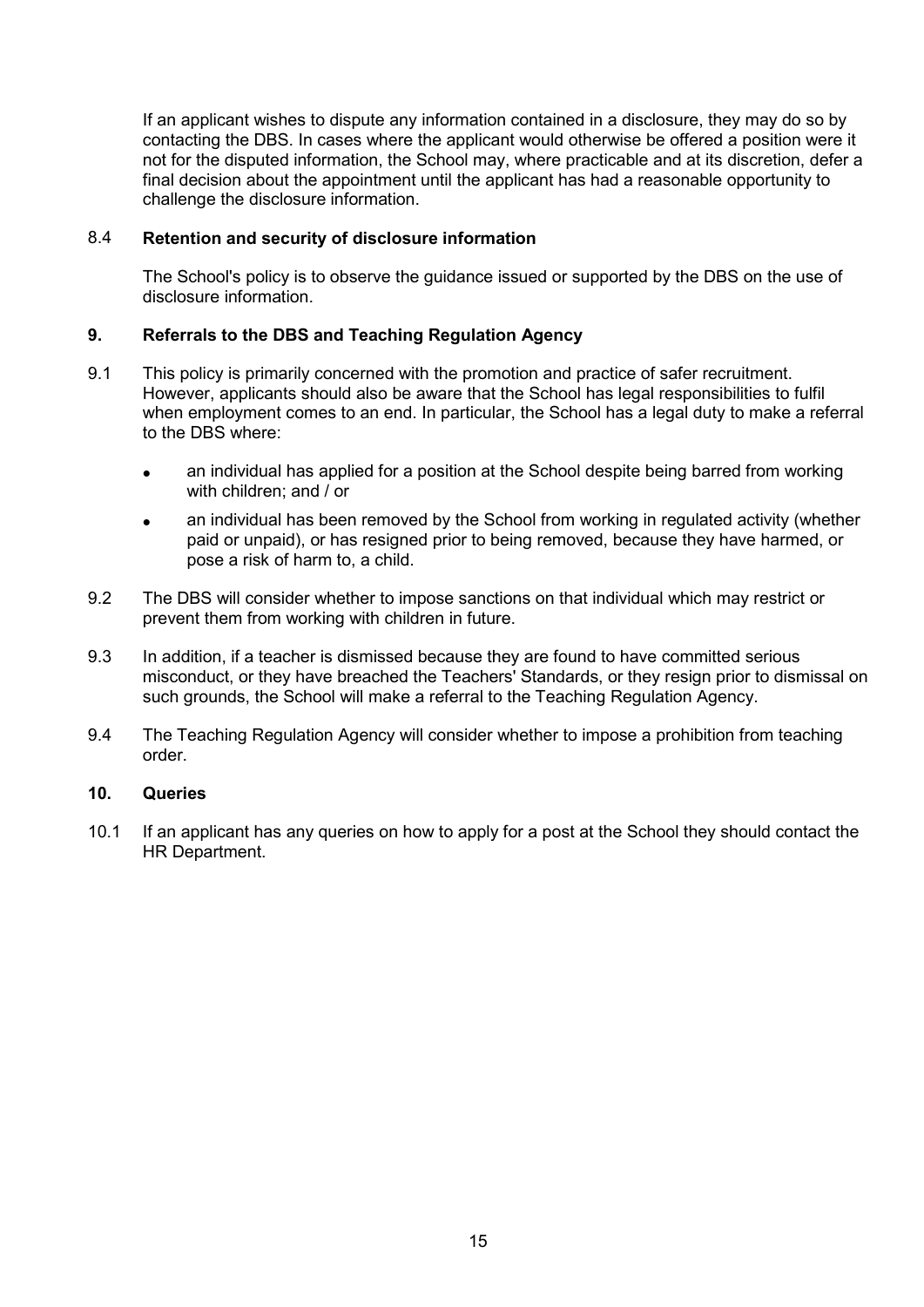If an applicant wishes to dispute any information contained in a disclosure, they may do so by contacting the DBS. In cases where the applicant would otherwise be offered a position were it not for the disputed information, the School may, where practicable and at its discretion, defer a final decision about the appointment until the applicant has had a reasonable opportunity to challenge the disclosure information.

### 8.4 Retention and security of disclosure information

The School's policy is to observe the guidance issued or supported by the DBS on the use of disclosure information.

## 9. Referrals to the DBS and Teaching Regulation Agency

9.1 This policy is primarily concerned with the promotion and practice of safer recruitment. However, applicants should also be aware that the School has legal responsibilities to fulfil when employment comes to an end. In particular, the School has a legal duty to make a referral to the DBS where:

- an individual has applied for a position at the School despite being barred from working with children; and / or
- an individual has been removed by the School from working in regulated activity (whether paid or unpaid), or has resigned prior to being removed, because they have harmed, or pose a risk of harm to, a child.

9.2 The DBS will consider whether to impose sanctions on that individual which may restrict or prevent them from working with children in future.

9.3 In addition, if a teacher is dismissed because they are found to have committed serious misconduct, or they have breached the Teachers' Standards, or they resign prior to dismissal on such grounds, the School will make a referral to the Teaching Regulation Agency.

9.4 The Teaching Regulation Agency will consider whether to impose a prohibition from teaching order.

## 10. Queries

10.1 If an applicant has any queries on how to apply for a post at the School they should contact the HR Department.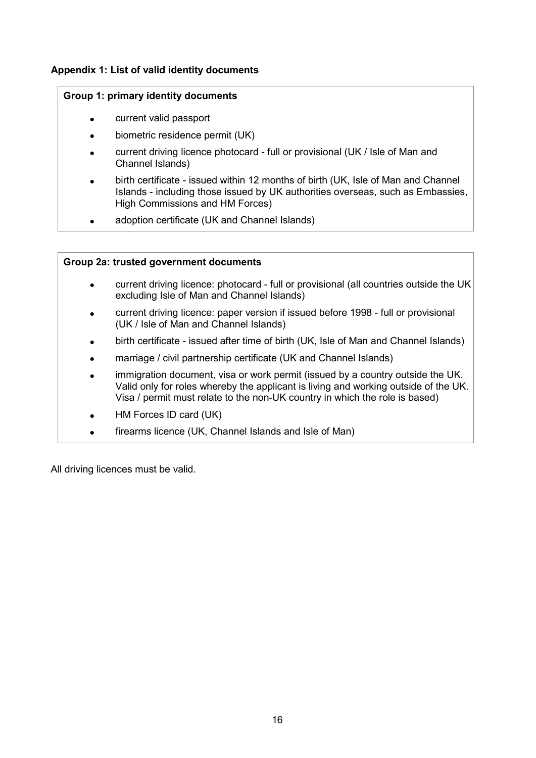**Appendix 1: List of valid identity documents**

**Group 1: primary identity documents**

- current valid passport
- biometric residence permit (UK)
- current driving licence photocard - full or provisional (UK / Isle of Man and Channel Islands)
- birth certificate - issued within 12 months of birth (UK, Isle of Man and Channel Islands - including those issued by UK authorities overseas, such as Embassies, High Commissions and HM Forces)
- adoption certificate (UK and Channel Islands)

**Group 2a: trusted government documents**

- current driving licence: photocard - full or provisional (all countries outside the UK excluding Isle of Man and Channel Islands)
- current driving licence: paper version if issued before 1998 - full or provisional (UK / Isle of Man and Channel Islands)
- birth certificate - issued after time of birth (UK, Isle of Man and Channel Islands)
- marriage / civil partnership certificate (UK and Channel Islands)
- immigration document, visa or work permit (issued by a country outside the UK. Valid only for roles whereby the applicant is living and working outside of the UK. Visa / permit must relate to the non-UK country in which the role is based)
- HM Forces ID card (UK)
- firearms licence (UK, Channel Islands and Isle of Man)

All driving licences must be valid.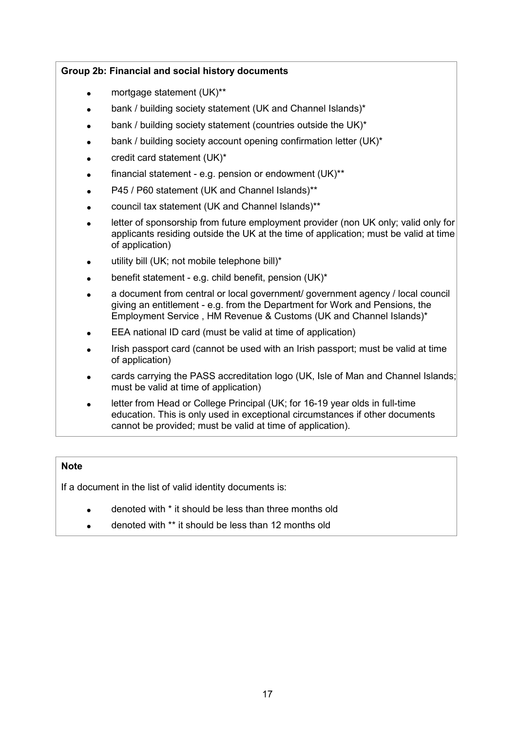**Group 2b: Financial and social history documents**

- mortgage statement (UK)**
- bank / building society statement (UK and Channel Islands)*
- bank / building society statement (countries outside the UK)*
- bank / building society account opening confirmation letter (UK)*
- credit card statement (UK)*
- financial statement - e.g. pension or endowment (UK)**
- P45 / P60 statement (UK and Channel Islands)**
- council tax statement (UK and Channel Islands)**
- letter of sponsorship from future employment provider (non UK only; valid only for applicants residing outside the UK at the time of application; must be valid at time of application)
- utility bill (UK; not mobile telephone bill)*
- benefit statement - e.g. child benefit, pension (UK)*
- a document from central or local government/ government agency / local council giving an entitlement - e.g. from the Department for Work and Pensions, the Employment Service , HM Revenue & Customs (UK and Channel Islands)*
- EEA national ID card (must be valid at time of application)
- Irish passport card (cannot be used with an Irish passport; must be valid at time of application)
- cards carrying the PASS accreditation logo (UK, Isle of Man and Channel Islands; must be valid at time of application)
- letter from Head or College Principal (UK; for 16-19 year olds in full-time education. This is only used in exceptional circumstances if other documents cannot be provided; must be valid at time of application).

**Note**

If a document in the list of valid identity documents is:

- denoted with * it should be less than three months old
- denoted with ** it should be less than 12 months old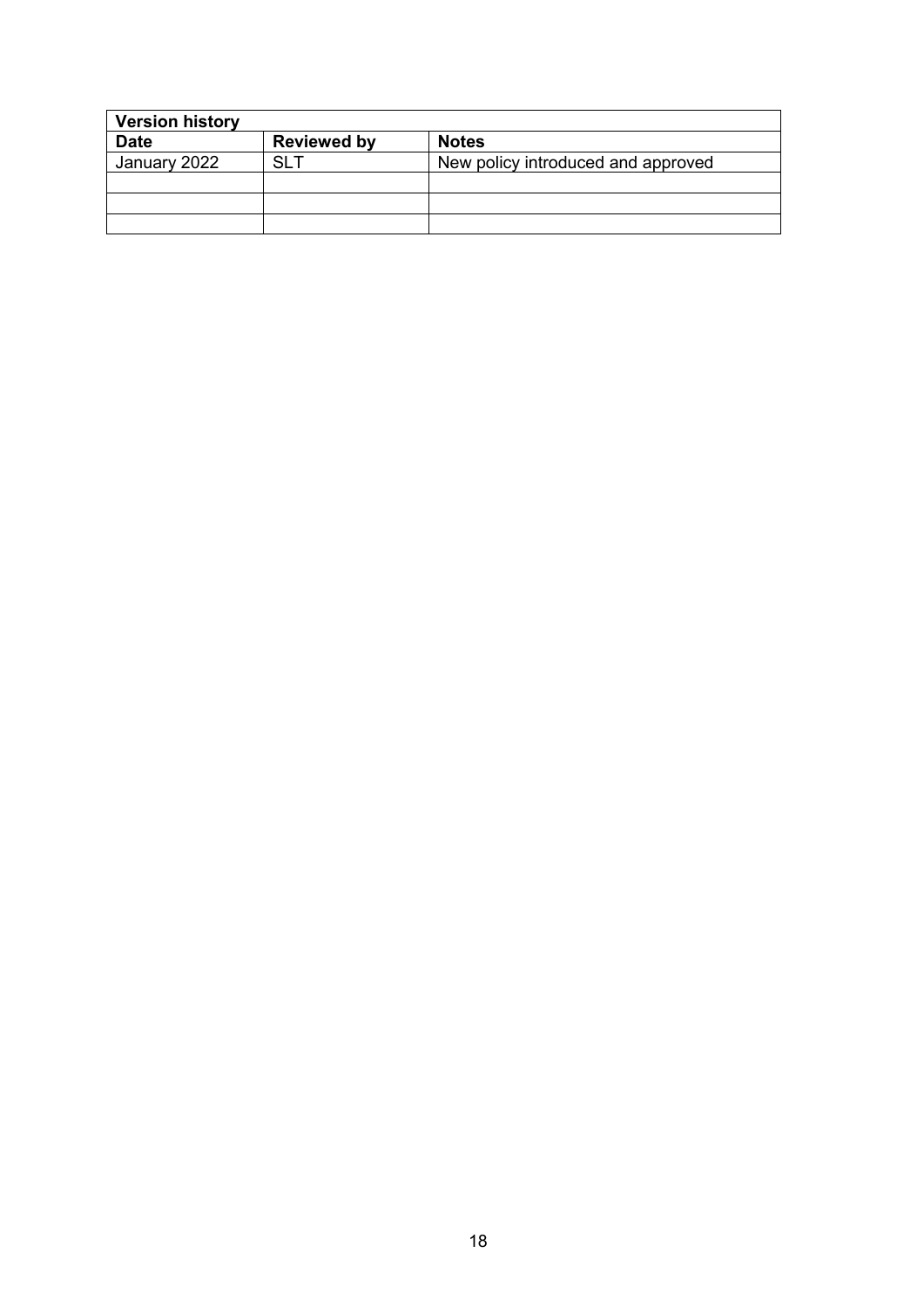| Version history | | |
|---|---|---|
| **Date** | **Reviewed by** | **Notes** |
| January 2022 | SLT | New policy introduced and approved |
| | | |
| | | |
| | | |